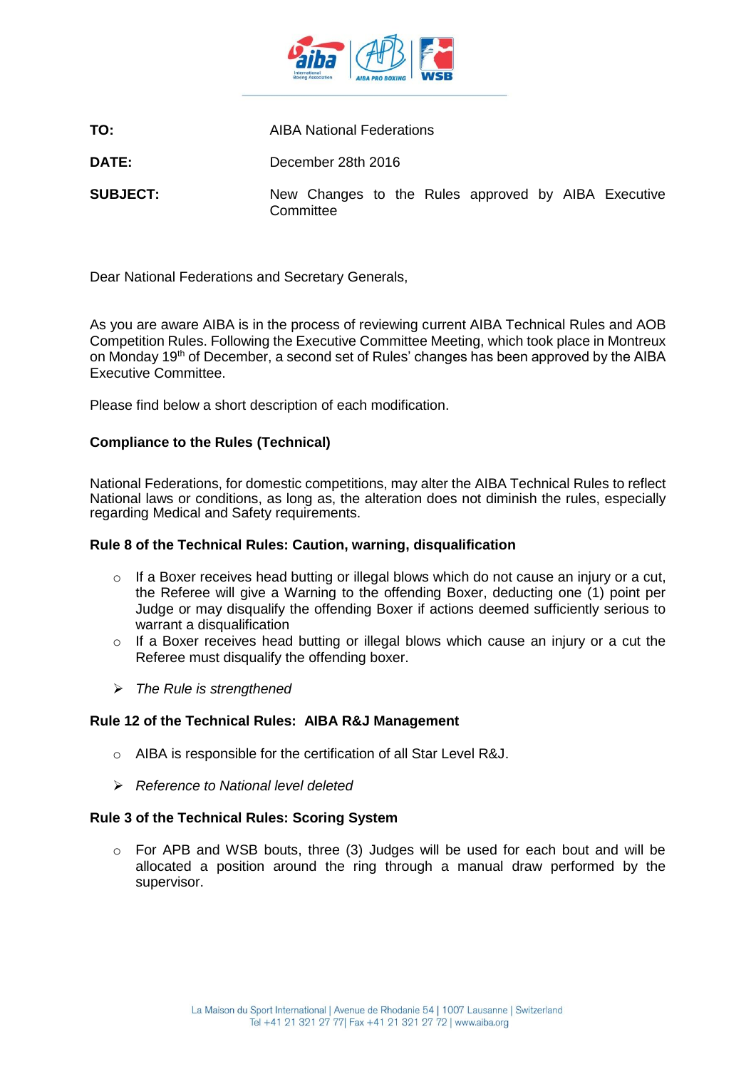**TO:** AIBA National Federations

**DATE:** December 28th 2016

**SUBJECT:** New Changes to the Rules approved by AIBA Executive Committee

Dear National Federations and Secretary Generals,

As you are aware AIBA is in the process of reviewing current AIBA Technical Rules and AOB Competition Rules. Following the Executive Committee Meeting, which took place in Montreux on Monday 19th of December, a second set of Rules' changes has been approved by the AIBA Executive Committee.

Please find below a short description of each modification.

**Compliance to the Rules (Technical)**

National Federations, for domestic competitions, may alter the AIBA Technical Rules to reflect National laws or conditions, as long as, the alteration does not diminish the rules, especially regarding Medical and Safety requirements.

**Rule 8 of the Technical Rules: Caution, warning, disqualification**

- If a Boxer receives head butting or illegal blows which do not cause an injury or a cut, the Referee will give a Warning to the offending Boxer, deducting one (1) point per Judge or may disqualify the offending Boxer if actions deemed sufficiently serious to warrant a disqualification
- If a Boxer receives head butting or illegal blows which cause an injury or a cut the Referee must disqualify the offending boxer.

➢ *The Rule is strengthened*

**Rule 12 of the Technical Rules: AIBA R&J Management**

- AIBA is responsible for the certification of all Star Level R&J.

➢ *Reference to National level deleted*

**Rule 3 of the Technical Rules: Scoring System**

- For APB and WSB bouts, three (3) Judges will be used for each bout and will be allocated a position around the ring through a manual draw performed by the supervisor.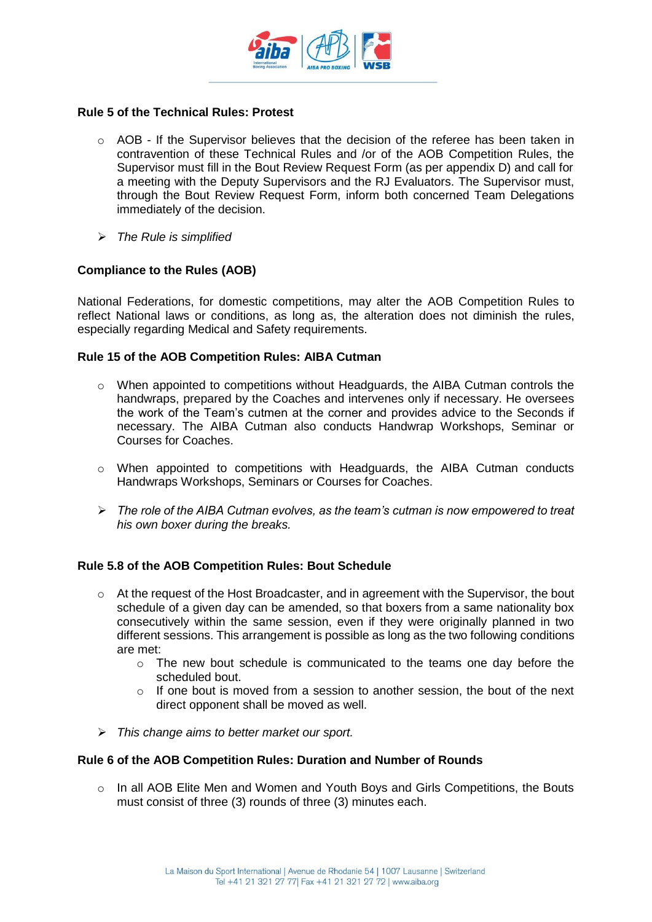**Rule 5 of the Technical Rules: Protest**

- AOB - If the Supervisor believes that the decision of the referee has been taken in contravention of these Technical Rules and /or of the AOB Competition Rules, the Supervisor must fill in the Bout Review Request Form (as per appendix D) and call for a meeting with the Deputy Supervisors and the RJ Evaluators. The Supervisor must, through the Bout Review Request Form, inform both concerned Team Delegations immediately of the decision.

➢ *The Rule is simplified*

**Compliance to the Rules (AOB)**

National Federations, for domestic competitions, may alter the AOB Competition Rules to reflect National laws or conditions, as long as, the alteration does not diminish the rules, especially regarding Medical and Safety requirements.

**Rule 15 of the AOB Competition Rules: AIBA Cutman**

- When appointed to competitions without Headguards, the AIBA Cutman controls the handwraps, prepared by the Coaches and intervenes only if necessary. He oversees the work of the Team's cutmen at the corner and provides advice to the Seconds if necessary. The AIBA Cutman also conducts Handwrap Workshops, Seminar or Courses for Coaches.

- When appointed to competitions with Headguards, the AIBA Cutman conducts Handwraps Workshops, Seminars or Courses for Coaches.

➢ *The role of the AIBA Cutman evolves, as the team's cutman is now empowered to treat his own boxer during the breaks.*

**Rule 5.8 of the AOB Competition Rules: Bout Schedule**

- At the request of the Host Broadcaster, and in agreement with the Supervisor, the bout schedule of a given day can be amended, so that boxers from a same nationality box consecutively within the same session, even if they were originally planned in two different sessions. This arrangement is possible as long as the two following conditions are met:
  - The new bout schedule is communicated to the teams one day before the scheduled bout.
  - If one bout is moved from a session to another session, the bout of the next direct opponent shall be moved as well.

➢ *This change aims to better market our sport.*

**Rule 6 of the AOB Competition Rules: Duration and Number of Rounds**

- In all AOB Elite Men and Women and Youth Boys and Girls Competitions, the Bouts must consist of three (3) rounds of three (3) minutes each.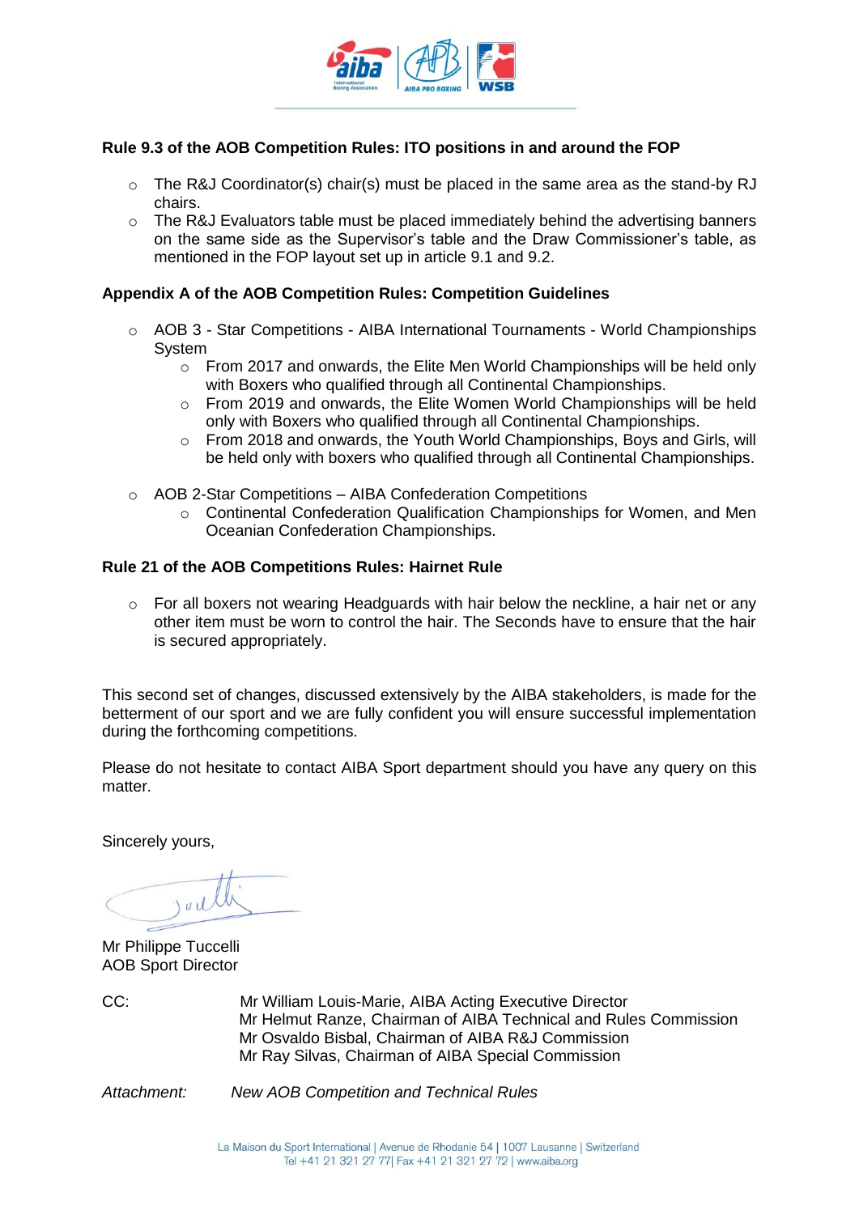**Rule 9.3 of the AOB Competition Rules: ITO positions in and around the FOP**

- The R&J Coordinator(s) chair(s) must be placed in the same area as the stand-by RJ chairs.
- The R&J Evaluators table must be placed immediately behind the advertising banners on the same side as the Supervisor's table and the Draw Commissioner's table, as mentioned in the FOP layout set up in article 9.1 and 9.2.

**Appendix A of the AOB Competition Rules: Competition Guidelines**

- AOB 3 - Star Competitions - AIBA International Tournaments - World Championships System
  - From 2017 and onwards, the Elite Men World Championships will be held only with Boxers who qualified through all Continental Championships.
  - From 2019 and onwards, the Elite Women World Championships will be held only with Boxers who qualified through all Continental Championships.
  - From 2018 and onwards, the Youth World Championships, Boys and Girls, will be held only with boxers who qualified through all Continental Championships.

- AOB 2-Star Competitions – AIBA Confederation Competitions
  - Continental Confederation Qualification Championships for Women, and Men Oceanian Confederation Championships.

**Rule 21 of the AOB Competitions Rules: Hairnet Rule**

- For all boxers not wearing Headguards with hair below the neckline, a hair net or any other item must be worn to control the hair. The Seconds have to ensure that the hair is secured appropriately.

This second set of changes, discussed extensively by the AIBA stakeholders, is made for the betterment of our sport and we are fully confident you will ensure successful implementation during the forthcoming competitions.

Please do not hesitate to contact AIBA Sport department should you have any query on this matter.

Sincerely yours,

Mr Philippe Tuccelli
AOB Sport Director

CC: Mr William Louis-Marie, AIBA Acting Executive Director
Mr Helmut Ranze, Chairman of AIBA Technical and Rules Commission
Mr Osvaldo Bisbal, Chairman of AIBA R&J Commission
Mr Ray Silvas, Chairman of AIBA Special Commission

*Attachment:* *New AOB Competition and Technical Rules*